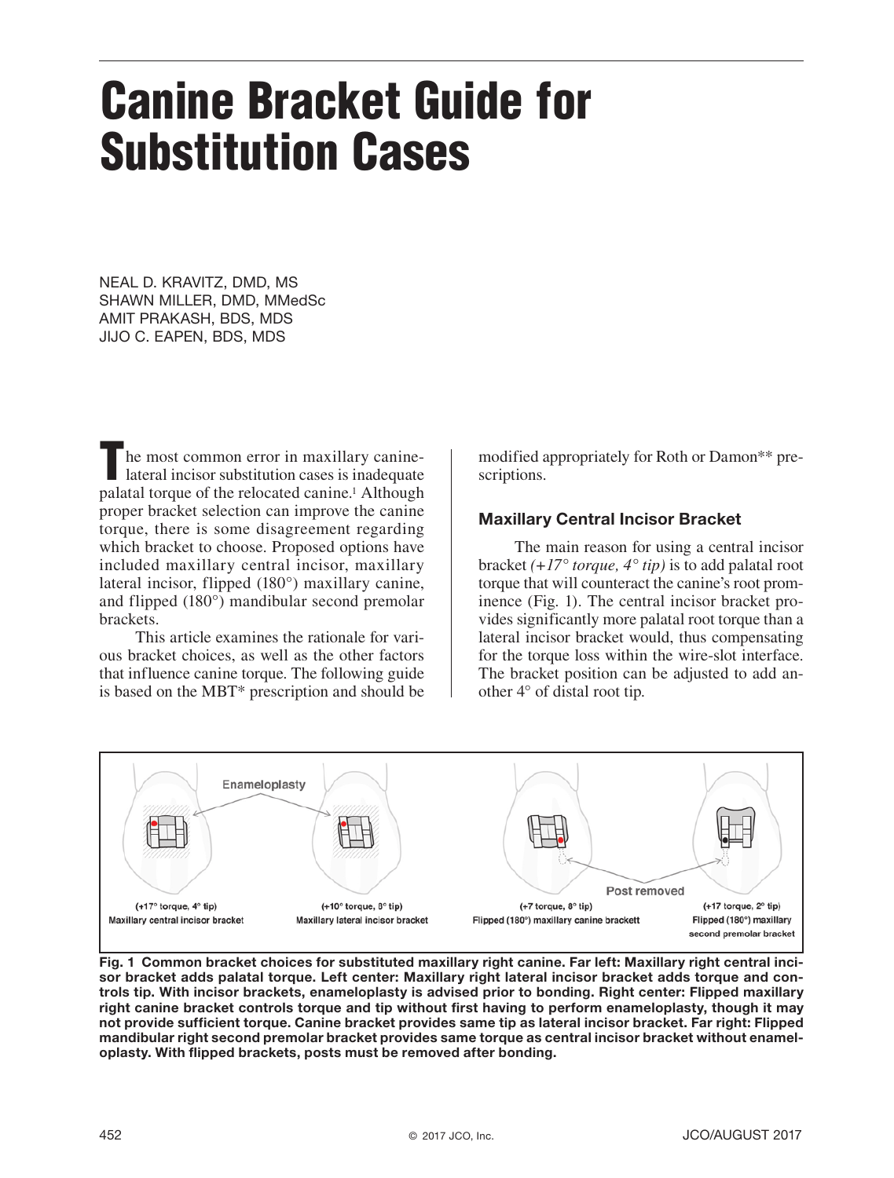# Canine Bracket Guide for Substitution Cases

NEAL D. KRAVITZ, DMD, MS
SHAWN MILLER, DMD, MMedSc
AMIT PRAKASH, BDS, MDS
JIJO C. EAPEN, BDS, MDS

The most common error in maxillary canine-lateral incisor substitution cases is inadequate palatal torque of the relocated canine.[1] Although proper bracket selection can improve the canine torque, there is some disagreement regarding which bracket to choose. Proposed options have included maxillary central incisor, maxillary lateral incisor, flipped (180°) maxillary canine, and flipped (180°) mandibular second premolar brackets.

This article examines the rationale for various bracket choices, as well as the other factors that influence canine torque. The following guide is based on the MBT* prescription and should be modified appropriately for Roth or Damon** prescriptions.

## Maxillary Central Incisor Bracket

The main reason for using a central incisor bracket *(+17° torque, 4° tip)* is to add palatal root torque that will counteract the canine's root prominence (Fig. 1). The central incisor bracket provides significantly more palatal root torque than a lateral incisor bracket would, thus compensating for the torque loss within the wire-slot interface. The bracket position can be adjusted to add another 4° of distal root tip.

Enameloplasty

Post removed

(+17° torque, 4° tip)
Maxillary central incisor bracket

(+10° torque, 8° tip)
Maxillary lateral incisor bracket

(+7 torque, 8° tip)
Flipped (180°) maxillary canine brackett

(+17 torque, 2° tip)
Flipped (180°) maxillary second premolar bracket

**Fig. 1 Common bracket choices for substituted maxillary right canine. Far left: Maxillary right central incisor bracket adds palatal torque. Left center: Maxillary right lateral incisor bracket adds torque and controls tip. With incisor brackets, enameloplasty is advised prior to bonding. Right center: Flipped maxillary right canine bracket controls torque and tip without first having to perform enameloplasty, though it may not provide sufficient torque. Canine bracket provides same tip as lateral incisor bracket. Far right: Flipped mandibular right second premolar bracket provides same torque as central incisor bracket without enameloplasty. With flipped brackets, posts must be removed after bonding.**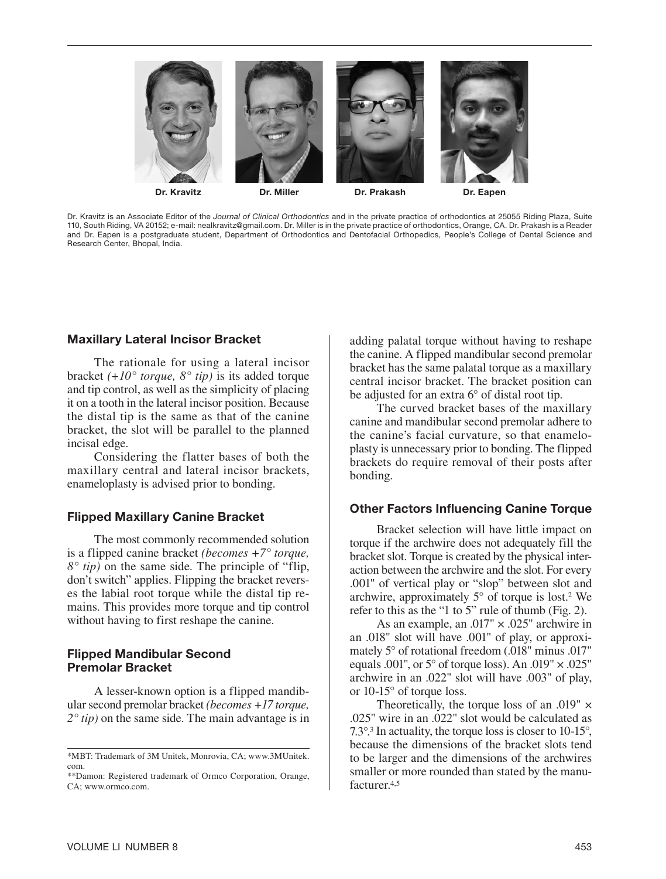Dr. Kravitz Dr. Miller Dr. Prakash Dr. Eapen

Dr. Kravitz is an Associate Editor of the *Journal of Clinical Orthodontics* and in the private practice of orthodontics at 25055 Riding Plaza, Suite 110, South Riding, VA 20152; e-mail: nealkravitz@gmail.com. Dr. Miller is in the private practice of orthodontics, Orange, CA. Dr. Prakash is a Reader and Dr. Eapen is a postgraduate student, Department of Orthodontics and Dentofacial Orthopedics, People's College of Dental Science and Research Center, Bhopal, India.

### Maxillary Lateral Incisor Bracket

The rationale for using a lateral incisor bracket *(+10° torque, 8° tip)* is its added torque and tip control, as well as the simplicity of placing it on a tooth in the lateral incisor position. Because the distal tip is the same as that of the canine bracket, the slot will be parallel to the planned incisal edge.

Considering the flatter bases of both the maxillary central and lateral incisor brackets, enameloplasty is advised prior to bonding.

### Flipped Maxillary Canine Bracket

The most commonly recommended solution is a flipped canine bracket *(becomes +7° torque, 8° tip)* on the same side. The principle of "flip, don't switch" applies. Flipping the bracket reverses the labial root torque while the distal tip remains. This provides more torque and tip control without having to first reshape the canine.

### Flipped Mandibular Second Premolar Bracket

A lesser-known option is a flipped mandibular second premolar bracket *(becomes +17 torque, 2° tip)* on the same side. The main advantage is in adding palatal torque without having to reshape the canine. A flipped mandibular second premolar bracket has the same palatal torque as a maxillary central incisor bracket. The bracket position can be adjusted for an extra 6° of distal root tip.

The curved bracket bases of the maxillary canine and mandibular second premolar adhere to the canine's facial curvature, so that enameloplasty is unnecessary prior to bonding. The flipped brackets do require removal of their posts after bonding.

### Other Factors Influencing Canine Torque

Bracket selection will have little impact on torque if the archwire does not adequately fill the bracket slot. Torque is created by the physical interaction between the archwire and the slot. For every .001" of vertical play or "slop" between slot and archwire, approximately 5° of torque is lost.[2] We refer to this as the "1 to 5" rule of thumb (Fig. 2).

As an example, an .017" × .025" archwire in an .018" slot will have .001" of play, or approximately 5° of rotational freedom (.018" minus .017" equals .001", or 5° of torque loss). An .019" × .025" archwire in an .022" slot will have .003" of play, or 10-15° of torque loss.

Theoretically, the torque loss of an .019" × .025" wire in an .022" slot would be calculated as 7.3°.[3] In actuality, the torque loss is closer to 10-15°, because the dimensions of the bracket slots tend to be larger and the dimensions of the archwires smaller or more rounded than stated by the manufacturer.[4,5]

---

*MBT: Trademark of 3M Unitek, Monrovia, CA; www.3MUnitek.com.

**Damon: Registered trademark of Ormco Corporation, Orange, CA; www.ormco.com.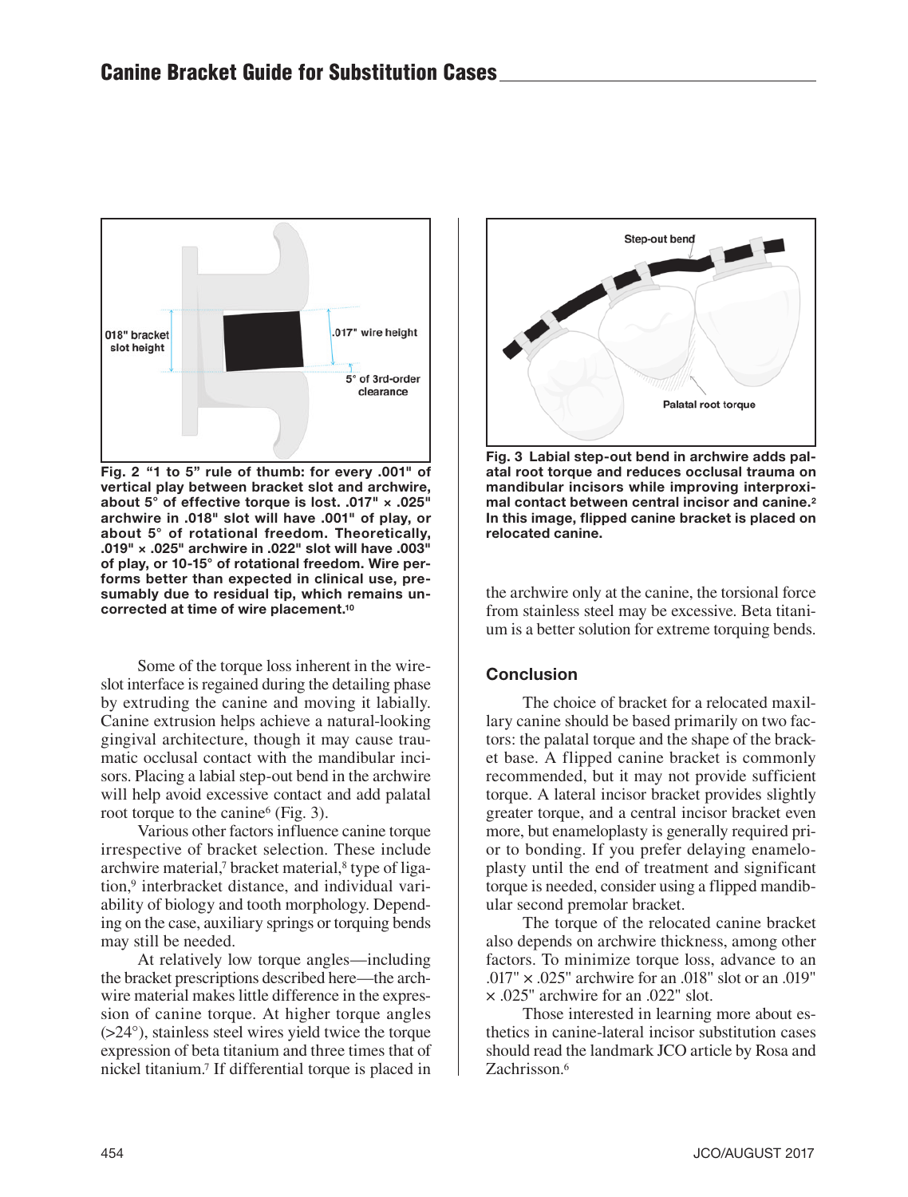Fig. 2 "1 to 5" rule of thumb: for every .001" of vertical play between bracket slot and archwire, about 5° of effective torque is lost. .017" × .025" archwire in .018" slot will have .001" of play, or about 5° of rotational freedom. Theoretically, .019" × .025" archwire in .022" slot will have .003" of play, or 10-15° of rotational freedom. Wire performs better than expected in clinical use, presumably due to residual tip, which remains uncorrected at time of wire placement.[10]

Some of the torque loss inherent in the wire-slot interface is regained during the detailing phase by extruding the canine and moving it labially. Canine extrusion helps achieve a natural-looking gingival architecture, though it may cause traumatic occlusal contact with the mandibular incisors. Placing a labial step-out bend in the archwire will help avoid excessive contact and add palatal root torque to the canine[6] (Fig. 3).

Various other factors influence canine torque irrespective of bracket selection. These include archwire material,[7] bracket material,[8] type of ligation,[9] interbracket distance, and individual variability of biology and tooth morphology. Depending on the case, auxiliary springs or torquing bends may still be needed.

At relatively low torque angles—including the bracket prescriptions described here—the archwire material makes little difference in the expression of canine torque. At higher torque angles (>24°), stainless steel wires yield twice the torque expression of beta titanium and three times that of nickel titanium.[7] If differential torque is placed in the archwire only at the canine, the torsional force from stainless steel may be excessive. Beta titanium is a better solution for extreme torquing bends.

Fig. 3 Labial step-out bend in archwire adds palatal root torque and reduces occlusal trauma on mandibular incisors while improving interproximal contact between central incisor and canine.[2] In this image, flipped canine bracket is placed on relocated canine.

## Conclusion

The choice of bracket for a relocated maxillary canine should be based primarily on two factors: the palatal torque and the shape of the bracket base. A flipped canine bracket is commonly recommended, but it may not provide sufficient torque. A lateral incisor bracket provides slightly greater torque, and a central incisor bracket even more, but enameloplasty is generally required prior to bonding. If you prefer delaying enameloplasty until the end of treatment and significant torque is needed, consider using a flipped mandibular second premolar bracket.

The torque of the relocated canine bracket also depends on archwire thickness, among other factors. To minimize torque loss, advance to an .017" × .025" archwire for an .018" slot or an .019" × .025" archwire for an .022" slot.

Those interested in learning more about esthetics in canine-lateral incisor substitution cases should read the landmark JCO article by Rosa and Zachrisson.[6]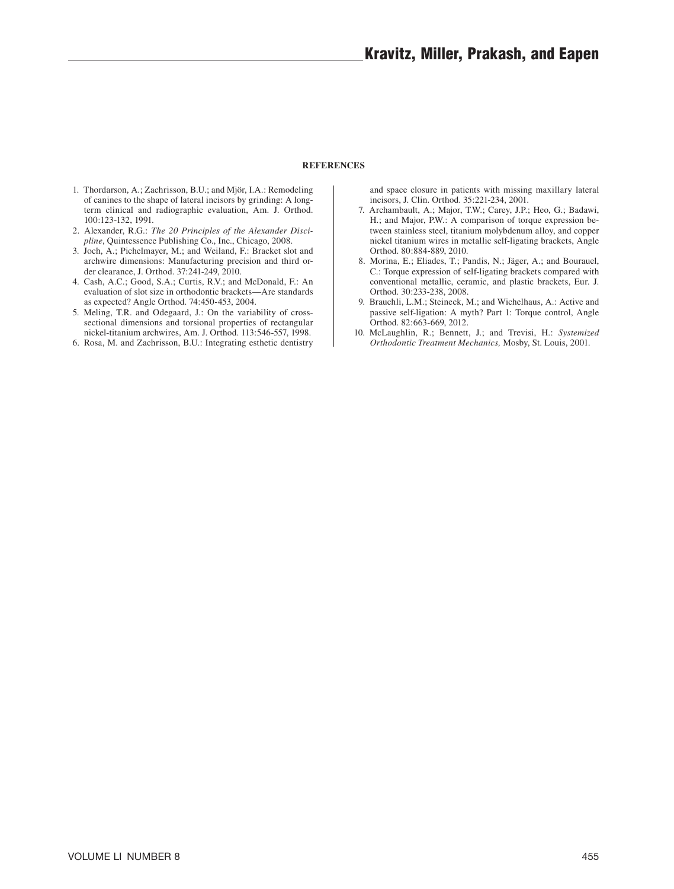**REFERENCES**

1. Thordarson, A.; Zachrisson, B.U.; and Mjör, I.A.: Remodeling of canines to the shape of lateral incisors by grinding: A long-term clinical and radiographic evaluation, Am. J. Orthod. 100:123-132, 1991.
2. Alexander, R.G.: *The 20 Principles of the Alexander Discipline*, Quintessence Publishing Co., Inc., Chicago, 2008.
3. Joch, A.; Pichelmayer, M.; and Weiland, F.: Bracket slot and archwire dimensions: Manufacturing precision and third order clearance, J. Orthod. 37:241-249, 2010.
4. Cash, A.C.; Good, S.A.; Curtis, R.V.; and McDonald, F.: An evaluation of slot size in orthodontic brackets—Are standards as expected? Angle Orthod. 74:450-453, 2004.
5. Meling, T.R. and Odegaard, J.: On the variability of cross-sectional dimensions and torsional properties of rectangular nickel-titanium archwires, Am. J. Orthod. 113:546-557, 1998.
6. Rosa, M. and Zachrisson, B.U.: Integrating esthetic dentistry and space closure in patients with missing maxillary lateral incisors, J. Clin. Orthod. 35:221-234, 2001.
7. Archambault, A.; Major, T.W.; Carey, J.P.; Heo, G.; Badawi, H.; and Major, P.W.: A comparison of torque expression between stainless steel, titanium molybdenum alloy, and copper nickel titanium wires in metallic self-ligating brackets, Angle Orthod. 80:884-889, 2010.
8. Morina, E.; Eliades, T.; Pandis, N.; Jäger, A.; and Bourauel, C.: Torque expression of self-ligating brackets compared with conventional metallic, ceramic, and plastic brackets, Eur. J. Orthod. 30:233-238, 2008.
9. Brauchli, L.M.; Steineck, M.; and Wichelhaus, A.: Active and passive self-ligation: A myth? Part 1: Torque control, Angle Orthod. 82:663-669, 2012.
10. McLaughlin, R.; Bennett, J.; and Trevisi, H.: *Systemized Orthodontic Treatment Mechanics,* Mosby, St. Louis, 2001.